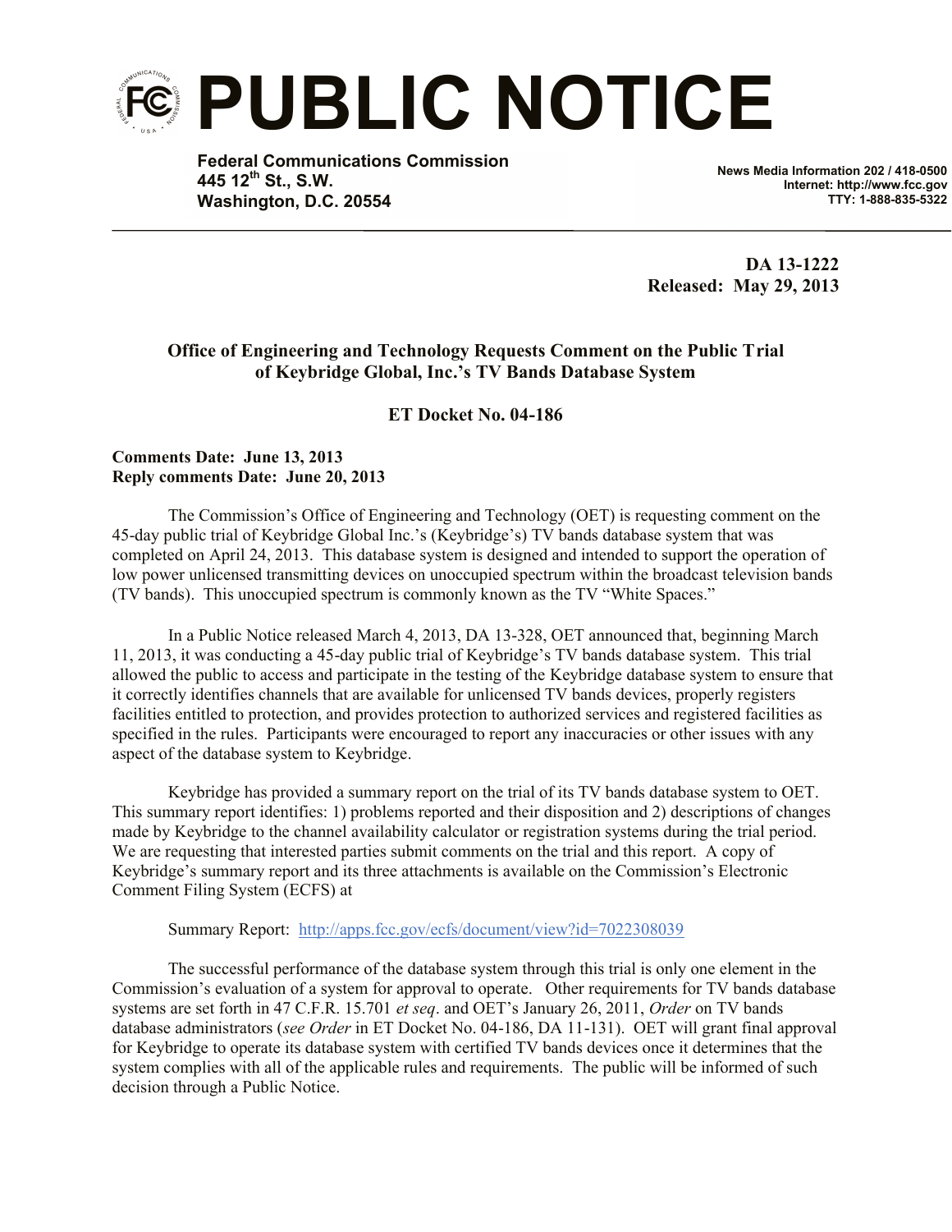# PUBLIC NOTICE

**Federal Communications Commission**
**445 12th St., S.W.**
**Washington, D.C. 20554**

**News Media Information 202 / 418-0500**
**Internet: http://www.fcc.gov**
**TTY: 1-888-835-5322**

**DA 13-1222**
**Released: May 29, 2013**

**Office of Engineering and Technology Requests Comment on the Public Trial of Keybridge Global, Inc.'s TV Bands Database System**

**ET Docket No. 04-186**

**Comments Date: June 13, 2013**
**Reply comments Date: June 20, 2013**

The Commission's Office of Engineering and Technology (OET) is requesting comment on the 45-day public trial of Keybridge Global Inc.'s (Keybridge's) TV bands database system that was completed on April 24, 2013. This database system is designed and intended to support the operation of low power unlicensed transmitting devices on unoccupied spectrum within the broadcast television bands (TV bands). This unoccupied spectrum is commonly known as the TV "White Spaces."

In a Public Notice released March 4, 2013, DA 13-328, OET announced that, beginning March 11, 2013, it was conducting a 45-day public trial of Keybridge's TV bands database system. This trial allowed the public to access and participate in the testing of the Keybridge database system to ensure that it correctly identifies channels that are available for unlicensed TV bands devices, properly registers facilities entitled to protection, and provides protection to authorized services and registered facilities as specified in the rules. Participants were encouraged to report any inaccuracies or other issues with any aspect of the database system to Keybridge.

Keybridge has provided a summary report on the trial of its TV bands database system to OET. This summary report identifies: 1) problems reported and their disposition and 2) descriptions of changes made by Keybridge to the channel availability calculator or registration systems during the trial period. We are requesting that interested parties submit comments on the trial and this report. A copy of Keybridge's summary report and its three attachments is available on the Commission's Electronic Comment Filing System (ECFS) at

Summary Report: http://apps.fcc.gov/ecfs/document/view?id=7022308039

The successful performance of the database system through this trial is only one element in the Commission's evaluation of a system for approval to operate. Other requirements for TV bands database systems are set forth in 47 C.F.R. 15.701 *et seq*. and OET's January 26, 2011, *Order* on TV bands database administrators (*see Order* in ET Docket No. 04-186, DA 11-131). OET will grant final approval for Keybridge to operate its database system with certified TV bands devices once it determines that the system complies with all of the applicable rules and requirements. The public will be informed of such decision through a Public Notice.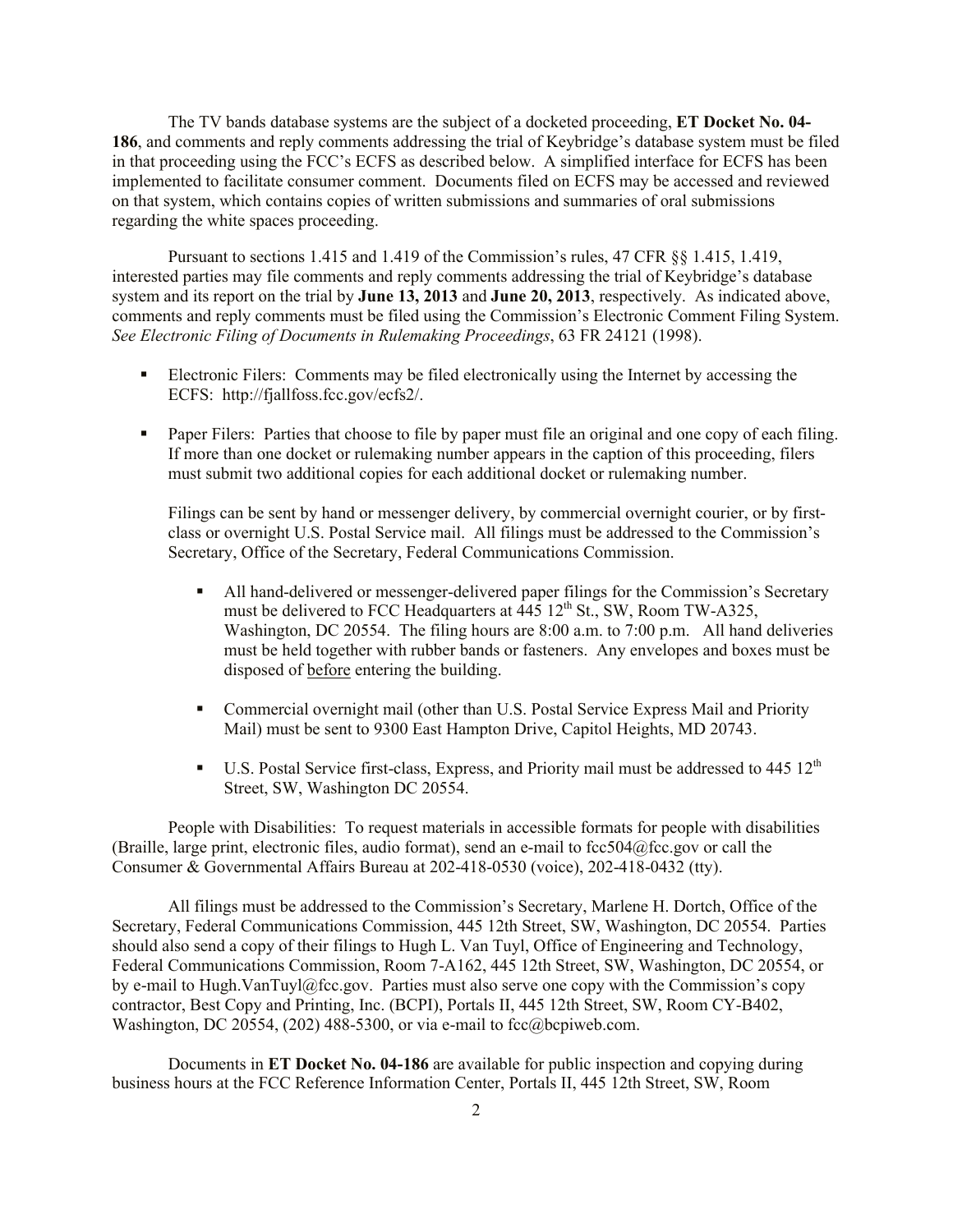The TV bands database systems are the subject of a docketed proceeding, **ET Docket No. 04-186**, and comments and reply comments addressing the trial of Keybridge's database system must be filed in that proceeding using the FCC's ECFS as described below. A simplified interface for ECFS has been implemented to facilitate consumer comment. Documents filed on ECFS may be accessed and reviewed on that system, which contains copies of written submissions and summaries of oral submissions regarding the white spaces proceeding.

Pursuant to sections 1.415 and 1.419 of the Commission's rules, 47 CFR §§ 1.415, 1.419, interested parties may file comments and reply comments addressing the trial of Keybridge's database system and its report on the trial by **June 13, 2013** and **June 20, 2013**, respectively. As indicated above, comments and reply comments must be filed using the Commission's Electronic Comment Filing System. *See Electronic Filing of Documents in Rulemaking Proceedings*, 63 FR 24121 (1998).

- Electronic Filers: Comments may be filed electronically using the Internet by accessing the ECFS: http://fjallfoss.fcc.gov/ecfs2/.
- Paper Filers: Parties that choose to file by paper must file an original and one copy of each filing. If more than one docket or rulemaking number appears in the caption of this proceeding, filers must submit two additional copies for each additional docket or rulemaking number.

  Filings can be sent by hand or messenger delivery, by commercial overnight courier, or by first-class or overnight U.S. Postal Service mail. All filings must be addressed to the Commission's Secretary, Office of the Secretary, Federal Communications Commission.

  - All hand-delivered or messenger-delivered paper filings for the Commission's Secretary must be delivered to FCC Headquarters at 445 12th St., SW, Room TW-A325, Washington, DC 20554. The filing hours are 8:00 a.m. to 7:00 p.m. All hand deliveries must be held together with rubber bands or fasteners. Any envelopes and boxes must be disposed of before entering the building.
  - Commercial overnight mail (other than U.S. Postal Service Express Mail and Priority Mail) must be sent to 9300 East Hampton Drive, Capitol Heights, MD 20743.
  - U.S. Postal Service first-class, Express, and Priority mail must be addressed to 445 12th Street, SW, Washington DC 20554.

People with Disabilities: To request materials in accessible formats for people with disabilities (Braille, large print, electronic files, audio format), send an e-mail to fcc504@fcc.gov or call the Consumer & Governmental Affairs Bureau at 202-418-0530 (voice), 202-418-0432 (tty).

All filings must be addressed to the Commission's Secretary, Marlene H. Dortch, Office of the Secretary, Federal Communications Commission, 445 12th Street, SW, Washington, DC 20554. Parties should also send a copy of their filings to Hugh L. Van Tuyl, Office of Engineering and Technology, Federal Communications Commission, Room 7-A162, 445 12th Street, SW, Washington, DC 20554, or by e-mail to Hugh.VanTuyl@fcc.gov. Parties must also serve one copy with the Commission's copy contractor, Best Copy and Printing, Inc. (BCPI), Portals II, 445 12th Street, SW, Room CY-B402, Washington, DC 20554, (202) 488-5300, or via e-mail to fcc@bcpiweb.com.

Documents in **ET Docket No. 04-186** are available for public inspection and copying during business hours at the FCC Reference Information Center, Portals II, 445 12th Street, SW, Room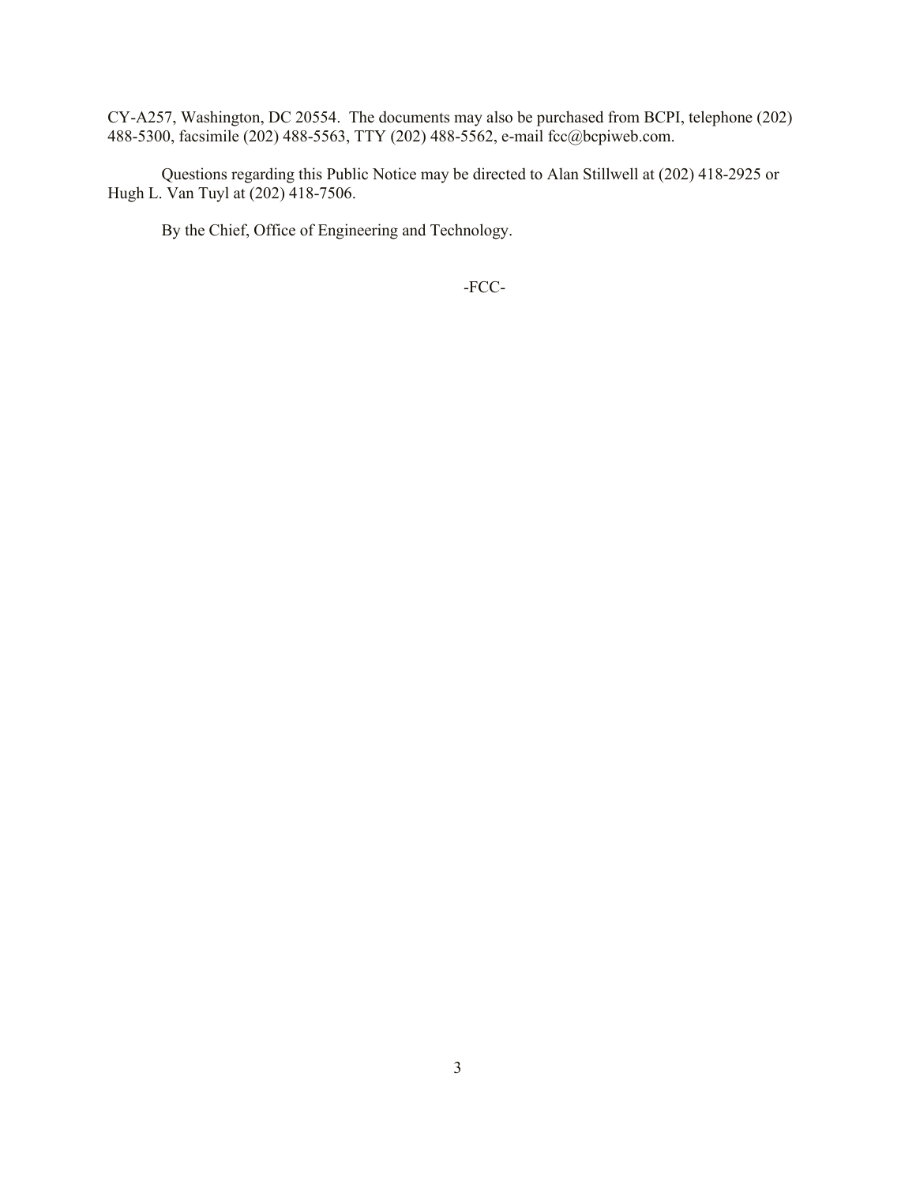CY-A257, Washington, DC 20554. The documents may also be purchased from BCPI, telephone (202) 488-5300, facsimile (202) 488-5563, TTY (202) 488-5562, e-mail fcc@bcpiweb.com.

Questions regarding this Public Notice may be directed to Alan Stillwell at (202) 418-2925 or Hugh L. Van Tuyl at (202) 418-7506.

By the Chief, Office of Engineering and Technology.

-FCC-